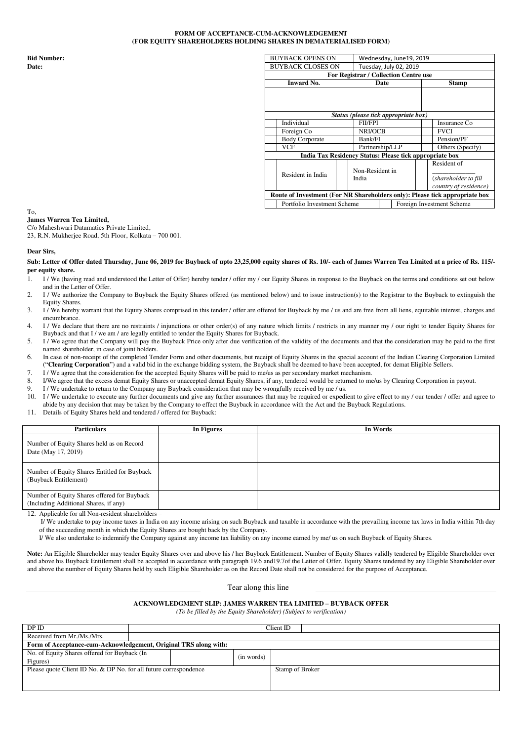**FORM OF ACCEPTANCE-CUM-ACKNOWLEDGEMENT**
**(FOR EQUITY SHAREHOLDERS HOLDING SHARES IN DEMATERIALISED FORM)**

**Bid Number:**
**Date:**

| BUYBACK OPENS ON | | Wednesday, June19, 2019 | | | |
|---|---|---|---|---|---|
| BUYBACK CLOSES ON | | Tuesday, July 02, 2019 | | | |
| **For Registrar / Collection Centre use** | | | | | |
| **Inward No.** | | **Date** | | **Stamp** | |
| | | | | | |
| | | | | | |
| ***Status (please tick appropriate box)*** | | | | | |
| | Individual | | FII/FPI | | Insurance Co |
| | Foreign Co | | NRI/OCB | | FVCI |
| | Body Corporate | | Bank/FI | | Pension/PF |
| | VCF | | Partnership/LLP | | Others (Specify) |
| **India Tax Residency Status: Please tick appropriate box** | | | | | |
| | Resident in India | | Non-Resident in India | | Resident of ____________ (*shareholder to fill country of residence)* |
| **Route of Investment (For NR Shareholders only): Please tick appropriate box** | | | | | |
| | Portfolio Investment Scheme | | | | Foreign Investment Scheme |

To,
**James Warren Tea Limited,**
C/o Maheshwari Datamatics Private Limited,
23, R.N. Mukherjee Road, 5th Floor, Kolkata – 700 001.

**Dear Sirs,**

**Sub: Letter of Offer dated Thursday, June 06, 2019 for Buyback of upto 23,25,000 equity shares of Rs. 10/- each of James Warren Tea Limited at a price of Rs. 115/- per equity share.**

1. I / We (having read and understood the Letter of Offer) hereby tender / offer my / our Equity Shares in response to the Buyback on the terms and conditions set out below and in the Letter of Offer.
2. I / We authorize the Company to Buyback the Equity Shares offered (as mentioned below) and to issue instruction(s) to the Registrar to the Buyback to extinguish the Equity Shares.
3. I / We hereby warrant that the Equity Shares comprised in this tender / offer are offered for Buyback by me / us and are free from all liens, equitable interest, charges and encumbrance.
4. I / We declare that there are no restraints / injunctions or other order(s) of any nature which limits / restricts in any manner my / our right to tender Equity Shares for Buyback and that I / we am / are legally entitled to tender the Equity Shares for Buyback.
5. I / We agree that the Company will pay the Buyback Price only after due verification of the validity of the documents and that the consideration may be paid to the first named shareholder, in case of joint holders.
6. In case of non-receipt of the completed Tender Form and other documents, but receipt of Equity Shares in the special account of the Indian Clearing Corporation Limited ("**Clearing Corporation**") and a valid bid in the exchange bidding system, the Buyback shall be deemed to have been accepted, for demat Eligible Sellers.
7. I / We agree that the consideration for the accepted Equity Shares will be paid to me/us as per secondary market mechanism.
8. I/We agree that the excess demat Equity Shares or unaccepted demat Equity Shares, if any, tendered would be returned to me/us by Clearing Corporation in payout.
9. I / We undertake to return to the Company any Buyback consideration that may be wrongfully received by me / us.
10. I / We undertake to execute any further documents and give any further assurances that may be required or expedient to give effect to my / our tender / offer and agree to abide by any decision that may be taken by the Company to effect the Buyback in accordance with the Act and the Buyback Regulations.
11. Details of Equity Shares held and tendered / offered for Buyback:

| Particulars | In Figures | In Words |
|---|---|---|
| Number of Equity Shares held as on Record Date (May 17, 2019) | | |
| Number of Equity Shares Entitled for Buyback (Buyback Entitlement) | | |
| Number of Equity Shares offered for Buyback (Including Additional Shares, if any) | | |

12. Applicable for all Non-resident shareholders –

    I/ We undertake to pay income taxes in India on any income arising on such Buyback and taxable in accordance with the prevailing income tax laws in India within 7th day of the succeeding month in which the Equity Shares are bought back by the Company.

    I/ We also undertake to indemnify the Company against any income tax liability on any income earned by me/ us on such Buyback of Equity Shares.

**Note:** An Eligible Shareholder may tender Equity Shares over and above his / her Buyback Entitlement. Number of Equity Shares validly tendered by Eligible Shareholder over and above his Buyback Entitlement shall be accepted in accordance with paragraph 19.6 and19.7of the Letter of Offer. Equity Shares tendered by any Eligible Shareholder over and above the number of Equity Shares held by such Eligible Shareholder as on the Record Date shall not be considered for the purpose of Acceptance.

Tear along this line

**ACKNOWLEDGMENT SLIP: JAMES WARREN TEA LIMITED – BUYBACK OFFER**
*(To be filled by the Equity Shareholder) (Subject to verification)*

| DP ID | | | Client ID | |
|---|---|---|---|---|
| Received from Mr./Ms./Mrs. | | | | |
| **Form of Acceptance-cum-Acknowledgement, Original TRS along with:** | | | | |
| No. of Equity Shares offered for Buyback (In Figures) | | (in words) | | |
| Please quote Client ID No. & DP No. for all future correspondence | | | Stamp of Broker | |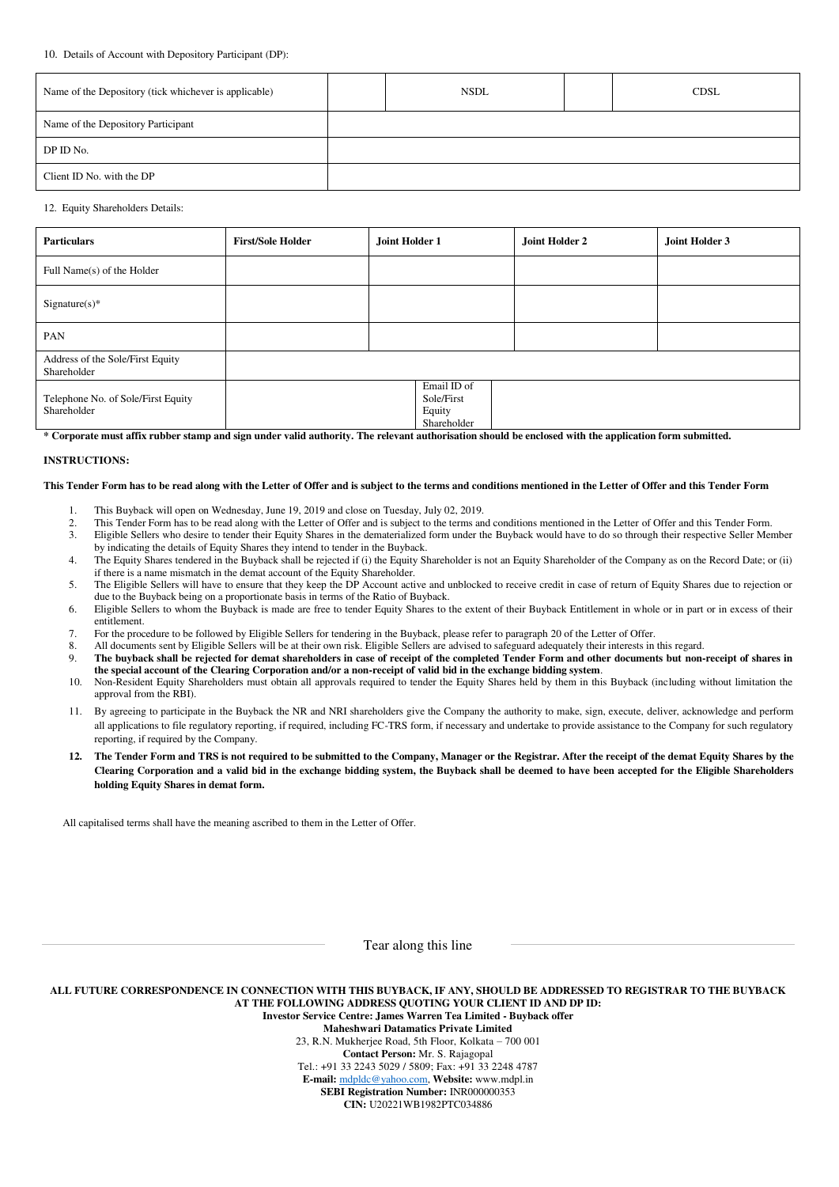10. Details of Account with Depository Participant (DP):

| | | | | |
|---|---|---|---|---|
| Name of the Depository (tick whichever is applicable) | | NSDL | | CDSL |
| Name of the Depository Participant | | | | |
| DP ID No. | | | | |
| Client ID No. with the DP | | | | |

12. Equity Shareholders Details:

| Particulars | First/Sole Holder | Joint Holder 1 | Joint Holder 2 | Joint Holder 3 |
|---|---|---|---|---|
| Full Name(s) of the Holder | | | | |
| Signature(s)* | | | | |
| PAN | | | | |
| Address of the Sole/First Equity Shareholder | | | | |
| Telephone No. of Sole/First Equity Shareholder | | Email ID of Sole/First Equity Shareholder | | |

**\* Corporate must affix rubber stamp and sign under valid authority. The relevant authorisation should be enclosed with the application form submitted.**

**INSTRUCTIONS:**

**This Tender Form has to be read along with the Letter of Offer and is subject to the terms and conditions mentioned in the Letter of Offer and this Tender Form**

1. This Buyback will open on Wednesday, June 19, 2019 and close on Tuesday, July 02, 2019.
2. This Tender Form has to be read along with the Letter of Offer and is subject to the terms and conditions mentioned in the Letter of Offer and this Tender Form.
3. Eligible Sellers who desire to tender their Equity Shares in the dematerialized form under the Buyback would have to do so through their respective Seller Member by indicating the details of Equity Shares they intend to tender in the Buyback.
4. The Equity Shares tendered in the Buyback shall be rejected if (i) the Equity Shareholder is not an Equity Shareholder of the Company as on the Record Date; or (ii) if there is a name mismatch in the demat account of the Equity Shareholder.
5. The Eligible Sellers will have to ensure that they keep the DP Account active and unblocked to receive credit in case of return of Equity Shares due to rejection or due to the Buyback being on a proportionate basis in terms of the Ratio of Buyback.
6. Eligible Sellers to whom the Buyback is made are free to tender Equity Shares to the extent of their Buyback Entitlement in whole or in part or in excess of their entitlement.
7. For the procedure to be followed by Eligible Sellers for tendering in the Buyback, please refer to paragraph 20 of the Letter of Offer.
8. All documents sent by Eligible Sellers will be at their own risk. Eligible Sellers are advised to safeguard adequately their interests in this regard.
9. **The buyback shall be rejected for demat shareholders in case of receipt of the completed Tender Form and other documents but non-receipt of shares in the special account of the Clearing Corporation and/or a non-receipt of valid bid in the exchange bidding system**.
10. Non-Resident Equity Shareholders must obtain all approvals required to tender the Equity Shares held by them in this Buyback (including without limitation the approval from the RBI).
11. By agreeing to participate in the Buyback the NR and NRI shareholders give the Company the authority to make, sign, execute, deliver, acknowledge and perform all applications to file regulatory reporting, if required, including FC-TRS form, if necessary and undertake to provide assistance to the Company for such regulatory reporting, if required by the Company.
12. **The Tender Form and TRS is not required to be submitted to the Company, Manager or the Registrar. After the receipt of the demat Equity Shares by the Clearing Corporation and a valid bid in the exchange bidding system, the Buyback shall be deemed to have been accepted for the Eligible Shareholders holding Equity Shares in demat form.**

All capitalised terms shall have the meaning ascribed to them in the Letter of Offer.

Tear along this line

**ALL FUTURE CORRESPONDENCE IN CONNECTION WITH THIS BUYBACK, IF ANY, SHOULD BE ADDRESSED TO REGISTRAR TO THE BUYBACK AT THE FOLLOWING ADDRESS QUOTING YOUR CLIENT ID AND DP ID:**

**Investor Service Centre: James Warren Tea Limited - Buyback offer**

**Maheshwari Datamatics Private Limited**

23, R.N. Mukherjee Road, 5th Floor, Kolkata – 700 001

**Contact Person:** Mr. S. Rajagopal

Tel.: +91 33 2243 5029 / 5809; Fax: +91 33 2248 4787

**E-mail:** mdpldc@yahoo.com, **Website:** www.mdpl.in

**SEBI Registration Number:** INR000000353

**CIN:** U20221WB1982PTC034886